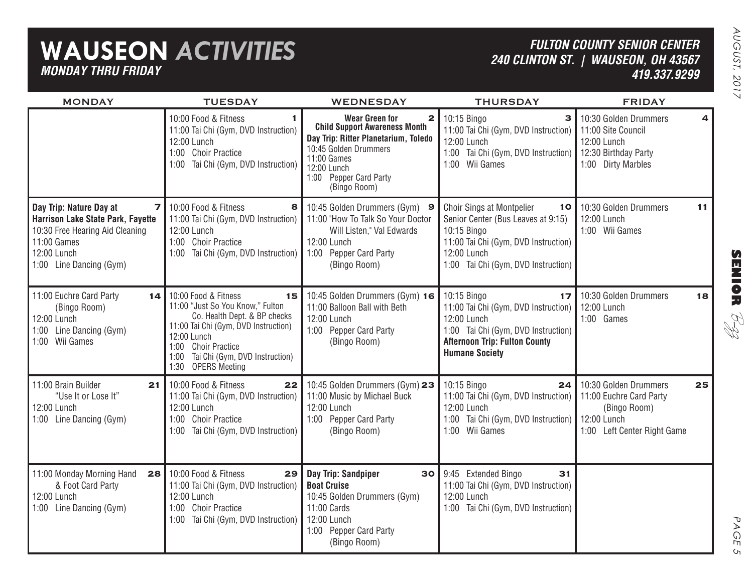# WAUSEON *ACTIVITIES*

***MONDAY THRU FRIDAY***

***FULTON COUNTY SENIOR CENTER***
***240 CLINTON ST. | WAUSEON, OH 43567***
***419.337.9299***

| MONDAY | TUESDAY | WEDNESDAY | THURSDAY | FRIDAY |
|---|---|---|---|---|
| | **1**<br>10:00 Food & Fitness<br>11:00 Tai Chi (Gym, DVD Instruction)<br>12:00 Lunch<br>1:00 Choir Practice<br>1:00 Tai Chi (Gym, DVD Instruction) | **2**<br>**Wear Green for Child Support Awareness Month**<br>**Day Trip: Ritter Planetarium, Toledo**<br>10:45 Golden Drummers<br>11:00 Games<br>12:00 Lunch<br>1:00 Pepper Card Party (Bingo Room) | **3**<br>10:15 Bingo<br>11:00 Tai Chi (Gym, DVD Instruction)<br>12:00 Lunch<br>1:00 Tai Chi (Gym, DVD Instruction)<br>1:00 Wii Games | **4**<br>10:30 Golden Drummers<br>11:00 Site Council<br>12:00 Lunch<br>12:30 Birthday Party<br>1:00 Dirty Marbles |
| **7**<br>**Day Trip: Nature Day at Harrison Lake State Park, Fayette**<br>10:30 Free Hearing Aid Cleaning<br>11:00 Games<br>12:00 Lunch<br>1:00 Line Dancing (Gym) | **8**<br>10:00 Food & Fitness<br>11:00 Tai Chi (Gym, DVD Instruction)<br>12:00 Lunch<br>1:00 Choir Practice<br>1:00 Tai Chi (Gym, DVD Instruction) | **9**<br>10:45 Golden Drummers (Gym)<br>11:00 "How To Talk So Your Doctor Will Listen," Val Edwards<br>12:00 Lunch<br>1:00 Pepper Card Party (Bingo Room) | **10**<br>Choir Sings at Montpelier Senior Center (Bus Leaves at 9:15)<br>10:15 Bingo<br>11:00 Tai Chi (Gym, DVD Instruction)<br>12:00 Lunch<br>1:00 Tai Chi (Gym, DVD Instruction) | **11**<br>10:30 Golden Drummers<br>12:00 Lunch<br>1:00 Wii Games |
| **14**<br>11:00 Euchre Card Party (Bingo Room)<br>12:00 Lunch<br>1:00 Line Dancing (Gym)<br>1:00 Wii Games | **15**<br>10:00 Food & Fitness<br>11:00 "Just So You Know," Fulton Co. Health Dept. & BP checks<br>11:00 Tai Chi (Gym, DVD Instruction)<br>12:00 Lunch<br>1:00 Choir Practice<br>1:00 Tai Chi (Gym, DVD Instruction)<br>1:30 OPERS Meeting | **16**<br>10:45 Golden Drummers (Gym)<br>11:00 Balloon Ball with Beth<br>12:00 Lunch<br>1:00 Pepper Card Party (Bingo Room) | **17**<br>10:15 Bingo<br>11:00 Tai Chi (Gym, DVD Instruction)<br>12:00 Lunch<br>1:00 Tai Chi (Gym, DVD Instruction)<br>**Afternoon Trip: Fulton County Humane Society** | **18**<br>10:30 Golden Drummers<br>12:00 Lunch<br>1:00 Games |
| **21**<br>11:00 Brain Builder "Use It or Lose It"<br>12:00 Lunch<br>1:00 Line Dancing (Gym) | **22**<br>10:00 Food & Fitness<br>11:00 Tai Chi (Gym, DVD Instruction)<br>12:00 Lunch<br>1:00 Choir Practice<br>1:00 Tai Chi (Gym, DVD Instruction) | **23**<br>10:45 Golden Drummers (Gym)<br>11:00 Music by Michael Buck<br>12:00 Lunch<br>1:00 Pepper Card Party (Bingo Room) | **24**<br>10:15 Bingo<br>11:00 Tai Chi (Gym, DVD Instruction)<br>12:00 Lunch<br>1:00 Tai Chi (Gym, DVD Instruction)<br>1:00 Wii Games | **25**<br>10:30 Golden Drummers<br>11:00 Euchre Card Party (Bingo Room)<br>12:00 Lunch<br>1:00 Left Center Right Game |
| **28**<br>11:00 Monday Morning Hand & Foot Card Party<br>12:00 Lunch<br>1:00 Line Dancing (Gym) | **29**<br>10:00 Food & Fitness<br>11:00 Tai Chi (Gym, DVD Instruction)<br>12:00 Lunch<br>1:00 Choir Practice<br>1:00 Tai Chi (Gym, DVD Instruction) | **30**<br>**Day Trip: Sandpiper Boat Cruise**<br>10:45 Golden Drummers (Gym)<br>11:00 Cards<br>12:00 Lunch<br>1:00 Pepper Card Party (Bingo Room) | **31**<br>9:45 Extended Bingo<br>11:00 Tai Chi (Gym, DVD Instruction)<br>12:00 Lunch<br>1:00 Tai Chi (Gym, DVD Instruction) | |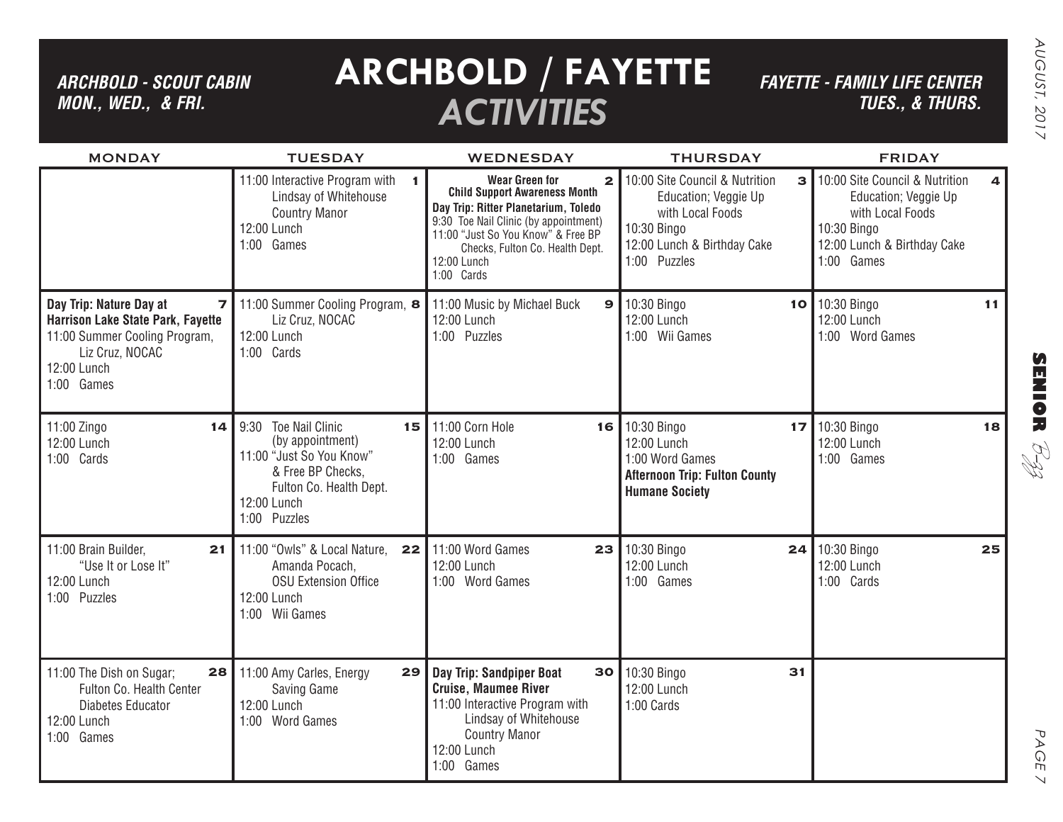# ARCHBOLD / FAYETTE *ACTIVITIES*

***ARCHBOLD - SCOUT CABIN MON., WED., & FRI.***

***FAYETTE - FAMILY LIFE CENTER TUES., & THURS.***

| MONDAY | TUESDAY | WEDNESDAY | THURSDAY | FRIDAY |
|---|---|---|---|---|
| | **1** 11:00 Interactive Program with Lindsay of Whitehouse Country Manor<br>12:00 Lunch<br>1:00 Games | **2** **Wear Green for Child Support Awareness Month**<br>**Day Trip: Ritter Planetarium, Toledo**<br>9:30 Toe Nail Clinic (by appointment)<br>11:00 "Just So You Know" & Free BP Checks, Fulton Co. Health Dept.<br>12:00 Lunch<br>1:00 Cards | **3** 10:00 Site Council & Nutrition Education; Veggie Up with Local Foods<br>10:30 Bingo<br>12:00 Lunch & Birthday Cake<br>1:00 Puzzles | **4** 10:00 Site Council & Nutrition Education; Veggie Up with Local Foods<br>10:30 Bingo<br>12:00 Lunch & Birthday Cake<br>1:00 Games |
| **7** **Day Trip: Nature Day at Harrison Lake State Park, Fayette**<br>11:00 Summer Cooling Program, Liz Cruz, NOCAC<br>12:00 Lunch<br>1:00 Games | **8** 11:00 Summer Cooling Program, Liz Cruz, NOCAC<br>12:00 Lunch<br>1:00 Cards | **9** 11:00 Music by Michael Buck<br>12:00 Lunch<br>1:00 Puzzles | **10** 10:30 Bingo<br>12:00 Lunch<br>1:00 Wii Games | **11** 10:30 Bingo<br>12:00 Lunch<br>1:00 Word Games |
| **14** 11:00 Zingo<br>12:00 Lunch<br>1:00 Cards | **15** 9:30 Toe Nail Clinic (by appointment)<br>11:00 "Just So You Know" & Free BP Checks, Fulton Co. Health Dept.<br>12:00 Lunch<br>1:00 Puzzles | **16** 11:00 Corn Hole<br>12:00 Lunch<br>1:00 Games | **17** 10:30 Bingo<br>12:00 Lunch<br>1:00 Word Games<br>**Afternoon Trip: Fulton County Humane Society** | **18** 10:30 Bingo<br>12:00 Lunch<br>1:00 Games |
| **21** 11:00 Brain Builder, "Use It or Lose It"<br>12:00 Lunch<br>1:00 Puzzles | **22** 11:00 "Owls" & Local Nature, Amanda Pocach, OSU Extension Office<br>12:00 Lunch<br>1:00 Wii Games | **23** 11:00 Word Games<br>12:00 Lunch<br>1:00 Word Games | **24** 10:30 Bingo<br>12:00 Lunch<br>1:00 Games | **25** 10:30 Bingo<br>12:00 Lunch<br>1:00 Cards |
| **28** 11:00 The Dish on Sugar; Fulton Co. Health Center Diabetes Educator<br>12:00 Lunch<br>1:00 Games | **29** 11:00 Amy Carles, Energy Saving Game<br>12:00 Lunch<br>1:00 Word Games | **30** **Day Trip: Sandpiper Boat Cruise, Maumee River**<br>11:00 Interactive Program with Lindsay of Whitehouse Country Manor<br>12:00 Lunch<br>1:00 Games | **31** 10:30 Bingo<br>12:00 Lunch<br>1:00 Cards | |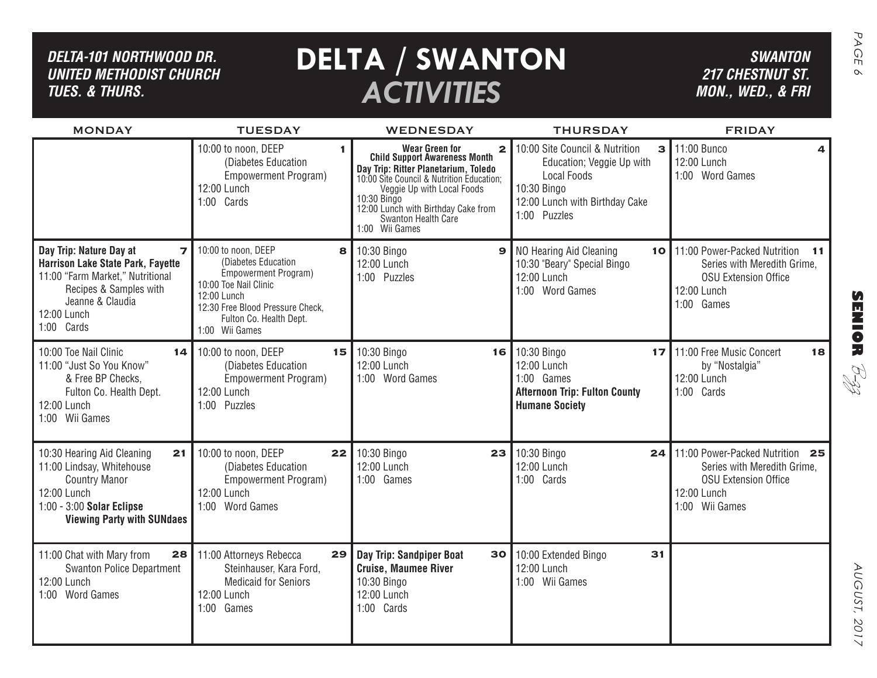*DELTA-101 NORTHWOOD DR.*
*UNITED METHODIST CHURCH*
*TUES. & THURS.*

# DELTA / SWANTON *ACTIVITIES*

*SWANTON*
*217 CHESTNUT ST.*
*MON., WED., & FRI*

| MONDAY | TUESDAY | WEDNESDAY | THURSDAY | FRIDAY |
| --- | --- | --- | --- | --- |
| | **1** 10:00 to noon, DEEP (Diabetes Education Empowerment Program)<br>12:00 Lunch<br>1:00 Cards | **2** **Wear Green for Child Support Awareness Month**<br>**Day Trip: Ritter Planetarium, Toledo**<br>10:00 Site Council & Nutrition Education; Veggie Up with Local Foods<br>10:30 Bingo<br>12:00 Lunch with Birthday Cake from Swanton Health Care<br>1:00 Wii Games | **3** 10:00 Site Council & Nutrition Education; Veggie Up with Local Foods<br>10:30 Bingo<br>12:00 Lunch with Birthday Cake<br>1:00 Puzzles | **4** 11:00 Bunco<br>12:00 Lunch<br>1:00 Word Games |
| **7** **Day Trip: Nature Day at Harrison Lake State Park, Fayette**<br>11:00 "Farm Market," Nutritional Recipes & Samples with Jeanne & Claudia<br>12:00 Lunch<br>1:00 Cards | **8** 10:00 to noon, DEEP (Diabetes Education Empowerment Program)<br>10:00 Toe Nail Clinic<br>12:00 Lunch<br>12:30 Free Blood Pressure Check, Fulton Co. Health Dept.<br>1:00 Wii Games | **9** 10:30 Bingo<br>12:00 Lunch<br>1:00 Puzzles | **10** NO Hearing Aid Cleaning<br>10:30 "Beary" Special Bingo<br>12:00 Lunch<br>1:00 Word Games | **11** 11:00 Power-Packed Nutrition Series with Meredith Grime, OSU Extension Office<br>12:00 Lunch<br>1:00 Games |
| **14** 10:00 Toe Nail Clinic<br>11:00 "Just So You Know" & Free BP Checks, Fulton Co. Health Dept.<br>12:00 Lunch<br>1:00 Wii Games | **15** 10:00 to noon, DEEP (Diabetes Education Empowerment Program)<br>12:00 Lunch<br>1:00 Puzzles | **16** 10:30 Bingo<br>12:00 Lunch<br>1:00 Word Games | **17** 10:30 Bingo<br>12:00 Lunch<br>1:00 Games<br>**Afternoon Trip: Fulton County Humane Society** | **18** 11:00 Free Music Concert by "Nostalgia"<br>12:00 Lunch<br>1:00 Cards |
| **21** 10:30 Hearing Aid Cleaning<br>11:00 Lindsay, Whitehouse Country Manor<br>12:00 Lunch<br>1:00 - 3:00 **Solar Eclipse Viewing Party with SUNdaes** | **22** 10:00 to noon, DEEP (Diabetes Education Empowerment Program)<br>12:00 Lunch<br>1:00 Word Games | **23** 10:30 Bingo<br>12:00 Lunch<br>1:00 Games | **24** 10:30 Bingo<br>12:00 Lunch<br>1:00 Cards | **25** 11:00 Power-Packed Nutrition Series with Meredith Grime, OSU Extension Office<br>12:00 Lunch<br>1:00 Wii Games |
| **28** 11:00 Chat with Mary from Swanton Police Department<br>12:00 Lunch<br>1:00 Word Games | **29** 11:00 Attorneys Rebecca Steinhauser, Kara Ford, Medicaid for Seniors<br>12:00 Lunch<br>1:00 Games | **30** **Day Trip: Sandpiper Boat Cruise, Maumee River**<br>10:30 Bingo<br>12:00 Lunch<br>1:00 Cards | **31** 10:00 Extended Bingo<br>12:00 Lunch<br>1:00 Wii Games | |